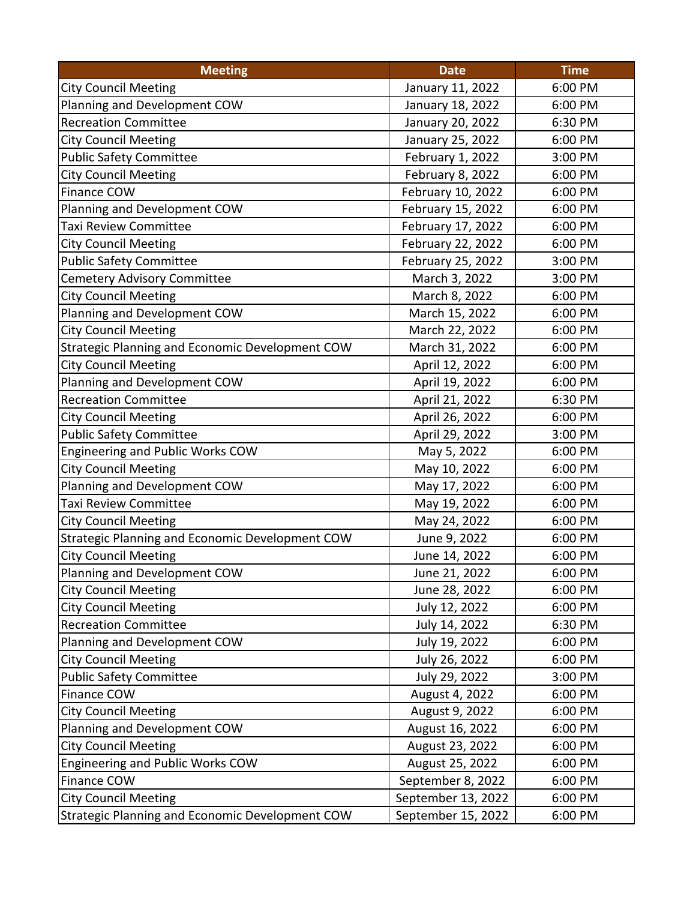| Meeting | Date | Time |
| --- | --- | --- |
| City Council Meeting | January 11, 2022 | 6:00 PM |
| Planning and Development COW | January 18, 2022 | 6:00 PM |
| Recreation Committee | January 20, 2022 | 6:30 PM |
| City Council Meeting | January 25, 2022 | 6:00 PM |
| Public Safety Committee | February 1, 2022 | 3:00 PM |
| City Council Meeting | February 8, 2022 | 6:00 PM |
| Finance COW | February 10, 2022 | 6:00 PM |
| Planning and Development COW | February 15, 2022 | 6:00 PM |
| Taxi Review Committee | February 17, 2022 | 6:00 PM |
| City Council Meeting | February 22, 2022 | 6:00 PM |
| Public Safety Committee | February 25, 2022 | 3:00 PM |
| Cemetery Advisory Committee | March 3, 2022 | 3:00 PM |
| City Council Meeting | March 8, 2022 | 6:00 PM |
| Planning and Development COW | March 15, 2022 | 6:00 PM |
| City Council Meeting | March 22, 2022 | 6:00 PM |
| Strategic Planning and Economic Development COW | March 31, 2022 | 6:00 PM |
| City Council Meeting | April 12, 2022 | 6:00 PM |
| Planning and Development COW | April 19, 2022 | 6:00 PM |
| Recreation Committee | April 21, 2022 | 6:30 PM |
| City Council Meeting | April 26, 2022 | 6:00 PM |
| Public Safety Committee | April 29, 2022 | 3:00 PM |
| Engineering and Public Works COW | May 5, 2022 | 6:00 PM |
| City Council Meeting | May 10, 2022 | 6:00 PM |
| Planning and Development COW | May 17, 2022 | 6:00 PM |
| Taxi Review Committee | May 19, 2022 | 6:00 PM |
| City Council Meeting | May 24, 2022 | 6:00 PM |
| Strategic Planning and Economic Development COW | June 9, 2022 | 6:00 PM |
| City Council Meeting | June 14, 2022 | 6:00 PM |
| Planning and Development COW | June 21, 2022 | 6:00 PM |
| City Council Meeting | June 28, 2022 | 6:00 PM |
| City Council Meeting | July 12, 2022 | 6:00 PM |
| Recreation Committee | July 14, 2022 | 6:30 PM |
| Planning and Development COW | July 19, 2022 | 6:00 PM |
| City Council Meeting | July 26, 2022 | 6:00 PM |
| Public Safety Committee | July 29, 2022 | 3:00 PM |
| Finance COW | August 4, 2022 | 6:00 PM |
| City Council Meeting | August 9, 2022 | 6:00 PM |
| Planning and Development COW | August 16, 2022 | 6:00 PM |
| City Council Meeting | August 23, 2022 | 6:00 PM |
| Engineering and Public Works COW | August 25, 2022 | 6:00 PM |
| Finance COW | September 8, 2022 | 6:00 PM |
| City Council Meeting | September 13, 2022 | 6:00 PM |
| Strategic Planning and Economic Development COW | September 15, 2022 | 6:00 PM |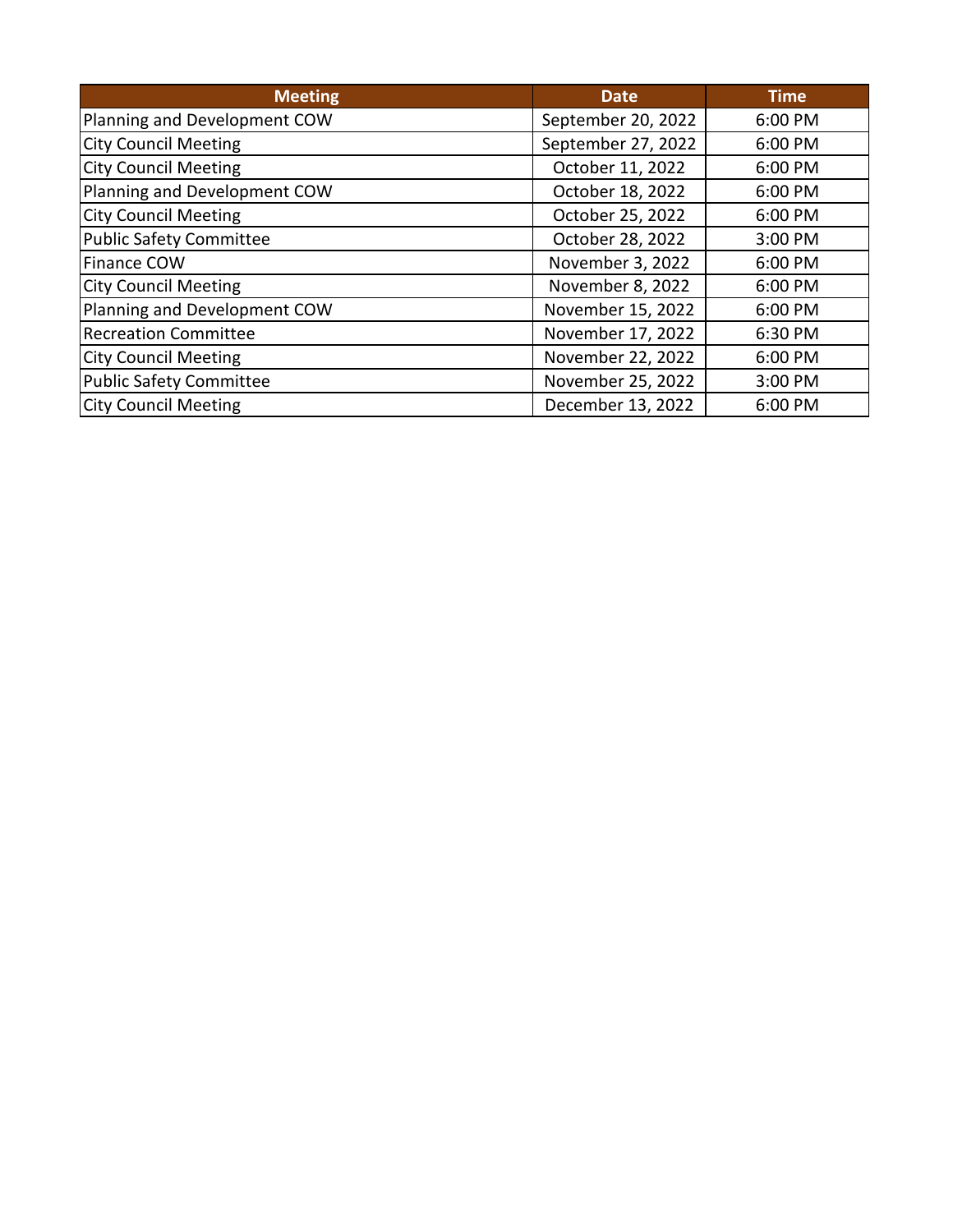| Meeting | Date | Time |
|---|---|---|
| Planning and Development COW | September 20, 2022 | 6:00 PM |
| City Council Meeting | September 27, 2022 | 6:00 PM |
| City Council Meeting | October 11, 2022 | 6:00 PM |
| Planning and Development COW | October 18, 2022 | 6:00 PM |
| City Council Meeting | October 25, 2022 | 6:00 PM |
| Public Safety Committee | October 28, 2022 | 3:00 PM |
| Finance COW | November 3, 2022 | 6:00 PM |
| City Council Meeting | November 8, 2022 | 6:00 PM |
| Planning and Development COW | November 15, 2022 | 6:00 PM |
| Recreation Committee | November 17, 2022 | 6:30 PM |
| City Council Meeting | November 22, 2022 | 6:00 PM |
| Public Safety Committee | November 25, 2022 | 3:00 PM |
| City Council Meeting | December 13, 2022 | 6:00 PM |